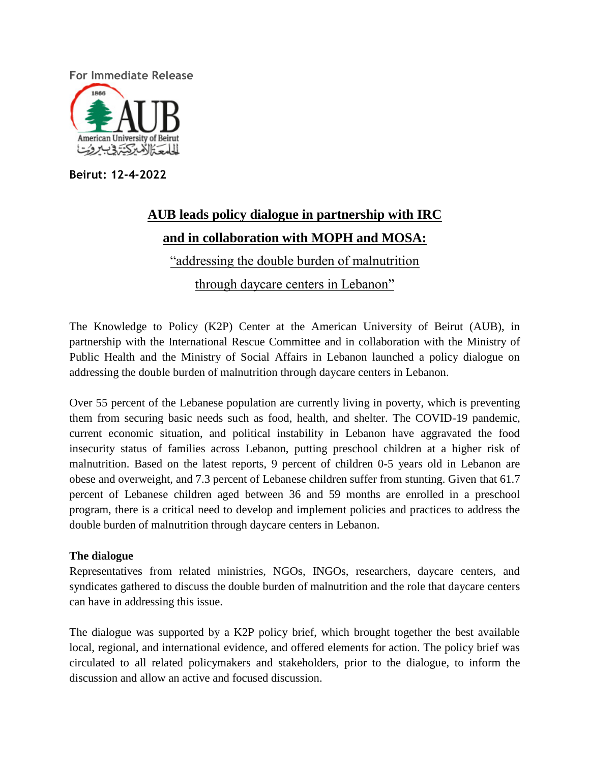For Immediate Release

**Beirut: 12-4-2022**

# AUB leads policy dialogue in partnership with IRC and in collaboration with MOPH and MOSA:

## "addressing the double burden of malnutrition through daycare centers in Lebanon"

The Knowledge to Policy (K2P) Center at the American University of Beirut (AUB), in partnership with the International Rescue Committee and in collaboration with the Ministry of Public Health and the Ministry of Social Affairs in Lebanon launched a policy dialogue on addressing the double burden of malnutrition through daycare centers in Lebanon.

Over 55 percent of the Lebanese population are currently living in poverty, which is preventing them from securing basic needs such as food, health, and shelter. The COVID-19 pandemic, current economic situation, and political instability in Lebanon have aggravated the food insecurity status of families across Lebanon, putting preschool children at a higher risk of malnutrition. Based on the latest reports, 9 percent of children 0-5 years old in Lebanon are obese and overweight, and 7.3 percent of Lebanese children suffer from stunting. Given that 61.7 percent of Lebanese children aged between 36 and 59 months are enrolled in a preschool program, there is a critical need to develop and implement policies and practices to address the double burden of malnutrition through daycare centers in Lebanon.

**The dialogue**

Representatives from related ministries, NGOs, INGOs, researchers, daycare centers, and syndicates gathered to discuss the double burden of malnutrition and the role that daycare centers can have in addressing this issue.

The dialogue was supported by a K2P policy brief, which brought together the best available local, regional, and international evidence, and offered elements for action. The policy brief was circulated to all related policymakers and stakeholders, prior to the dialogue, to inform the discussion and allow an active and focused discussion.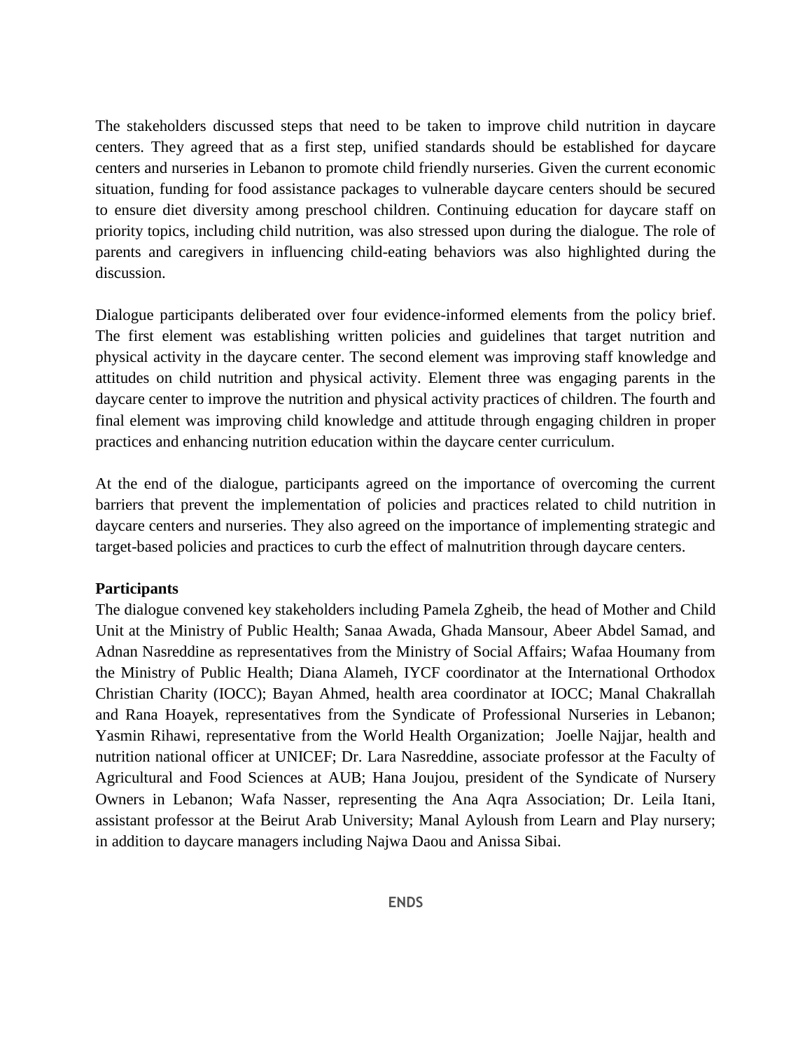The stakeholders discussed steps that need to be taken to improve child nutrition in daycare centers. They agreed that as a first step, unified standards should be established for daycare centers and nurseries in Lebanon to promote child friendly nurseries. Given the current economic situation, funding for food assistance packages to vulnerable daycare centers should be secured to ensure diet diversity among preschool children. Continuing education for daycare staff on priority topics, including child nutrition, was also stressed upon during the dialogue. The role of parents and caregivers in influencing child-eating behaviors was also highlighted during the discussion.

Dialogue participants deliberated over four evidence-informed elements from the policy brief. The first element was establishing written policies and guidelines that target nutrition and physical activity in the daycare center. The second element was improving staff knowledge and attitudes on child nutrition and physical activity. Element three was engaging parents in the daycare center to improve the nutrition and physical activity practices of children. The fourth and final element was improving child knowledge and attitude through engaging children in proper practices and enhancing nutrition education within the daycare center curriculum.

At the end of the dialogue, participants agreed on the importance of overcoming the current barriers that prevent the implementation of policies and practices related to child nutrition in daycare centers and nurseries. They also agreed on the importance of implementing strategic and target-based policies and practices to curb the effect of malnutrition through daycare centers.

**Participants**

The dialogue convened key stakeholders including Pamela Zgheib, the head of Mother and Child Unit at the Ministry of Public Health; Sanaa Awada, Ghada Mansour, Abeer Abdel Samad, and Adnan Nasreddine as representatives from the Ministry of Social Affairs; Wafaa Houmany from the Ministry of Public Health; Diana Alameh, IYCF coordinator at the International Orthodox Christian Charity (IOCC); Bayan Ahmed, health area coordinator at IOCC; Manal Chakrallah and Rana Hoayek, representatives from the Syndicate of Professional Nurseries in Lebanon; Yasmin Rihawi, representative from the World Health Organization; Joelle Najjar, health and nutrition national officer at UNICEF; Dr. Lara Nasreddine, associate professor at the Faculty of Agricultural and Food Sciences at AUB; Hana Joujou, president of the Syndicate of Nursery Owners in Lebanon; Wafa Nasser, representing the Ana Aqra Association; Dr. Leila Itani, assistant professor at the Beirut Arab University; Manal Ayloush from Learn and Play nursery; in addition to daycare managers including Najwa Daou and Anissa Sibai.

**ENDS**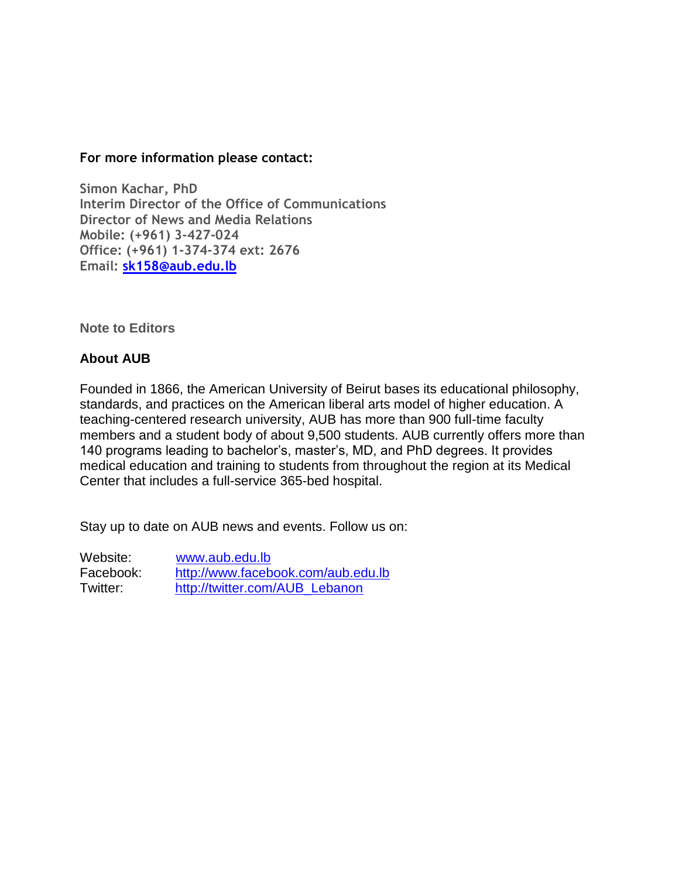**For more information please contact:**

**Simon Kachar, PhD**
**Interim Director of the Office of Communications**
**Director of News and Media Relations**
**Mobile: (+961) 3-427-024**
**Office: (+961) 1-374-374 ext: 2676**
**Email: sk158@aub.edu.lb**

**Note to Editors**

**About AUB**

Founded in 1866, the American University of Beirut bases its educational philosophy, standards, and practices on the American liberal arts model of higher education. A teaching-centered research university, AUB has more than 900 full-time faculty members and a student body of about 9,500 students. AUB currently offers more than 140 programs leading to bachelor's, master's, MD, and PhD degrees. It provides medical education and training to students from throughout the region at its Medical Center that includes a full-service 365-bed hospital.

Stay up to date on AUB news and events. Follow us on:

Website: www.aub.edu.lb
Facebook: http://www.facebook.com/aub.edu.lb
Twitter: http://twitter.com/AUB_Lebanon